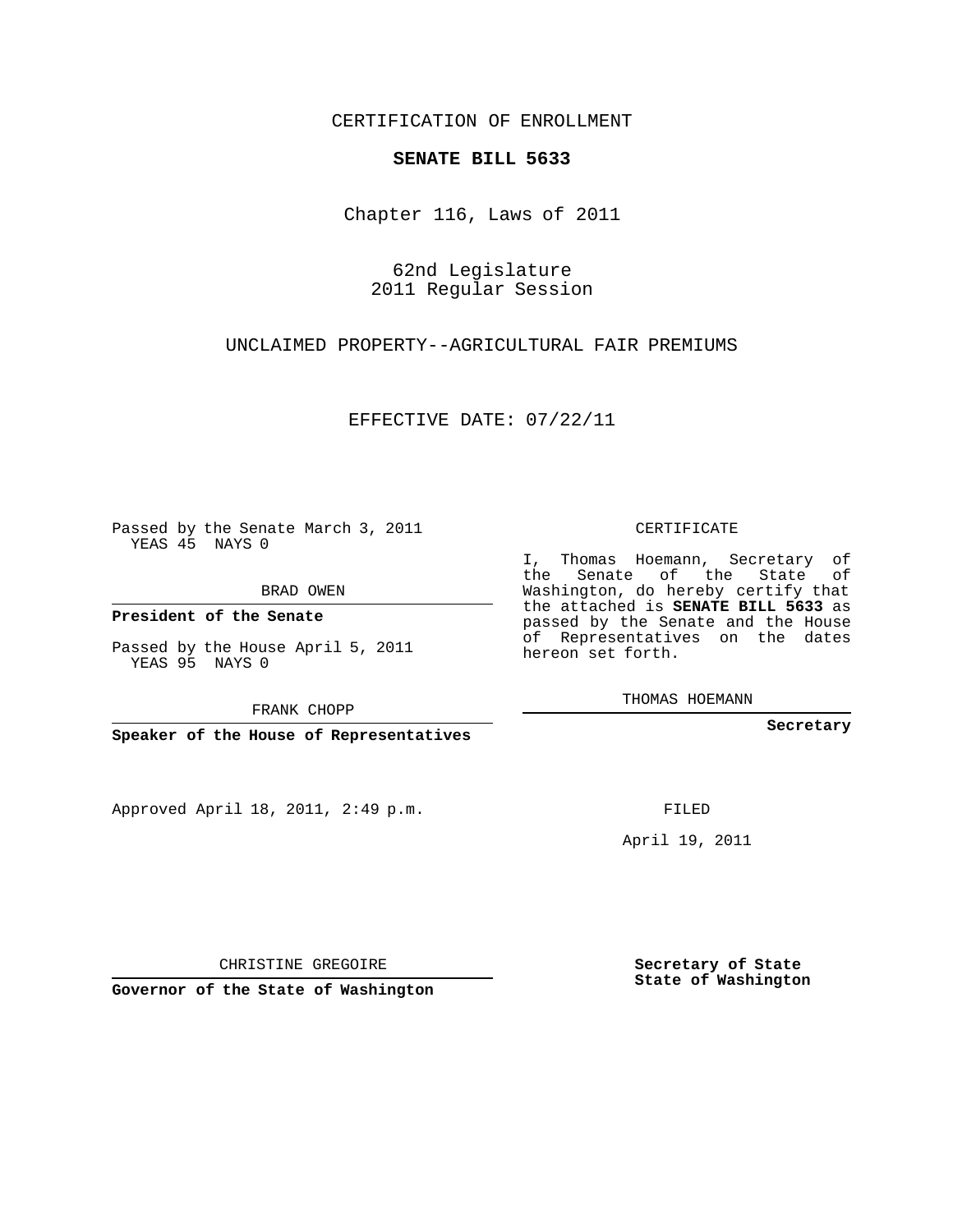CERTIFICATION OF ENROLLMENT

**SENATE BILL 5633**

Chapter 116, Laws of 2011

62nd Legislature
2011 Regular Session

UNCLAIMED PROPERTY--AGRICULTURAL FAIR PREMIUMS

EFFECTIVE DATE: 07/22/11

Passed by the Senate March 3, 2011
YEAS 45 NAYS 0

BRAD OWEN

**President of the Senate**

Passed by the House April 5, 2011
YEAS 95 NAYS 0

FRANK CHOPP

**Speaker of the House of Representatives**

Approved April 18, 2011, 2:49 p.m.

CHRISTINE GREGOIRE

**Governor of the State of Washington**

CERTIFICATE

I, Thomas Hoemann, Secretary of the Senate of the State of Washington, do hereby certify that the attached is **SENATE BILL 5633** as passed by the Senate and the House of Representatives on the dates hereon set forth.

THOMAS HOEMANN

**Secretary**

FILED

April 19, 2011

**Secretary of State**
**State of Washington**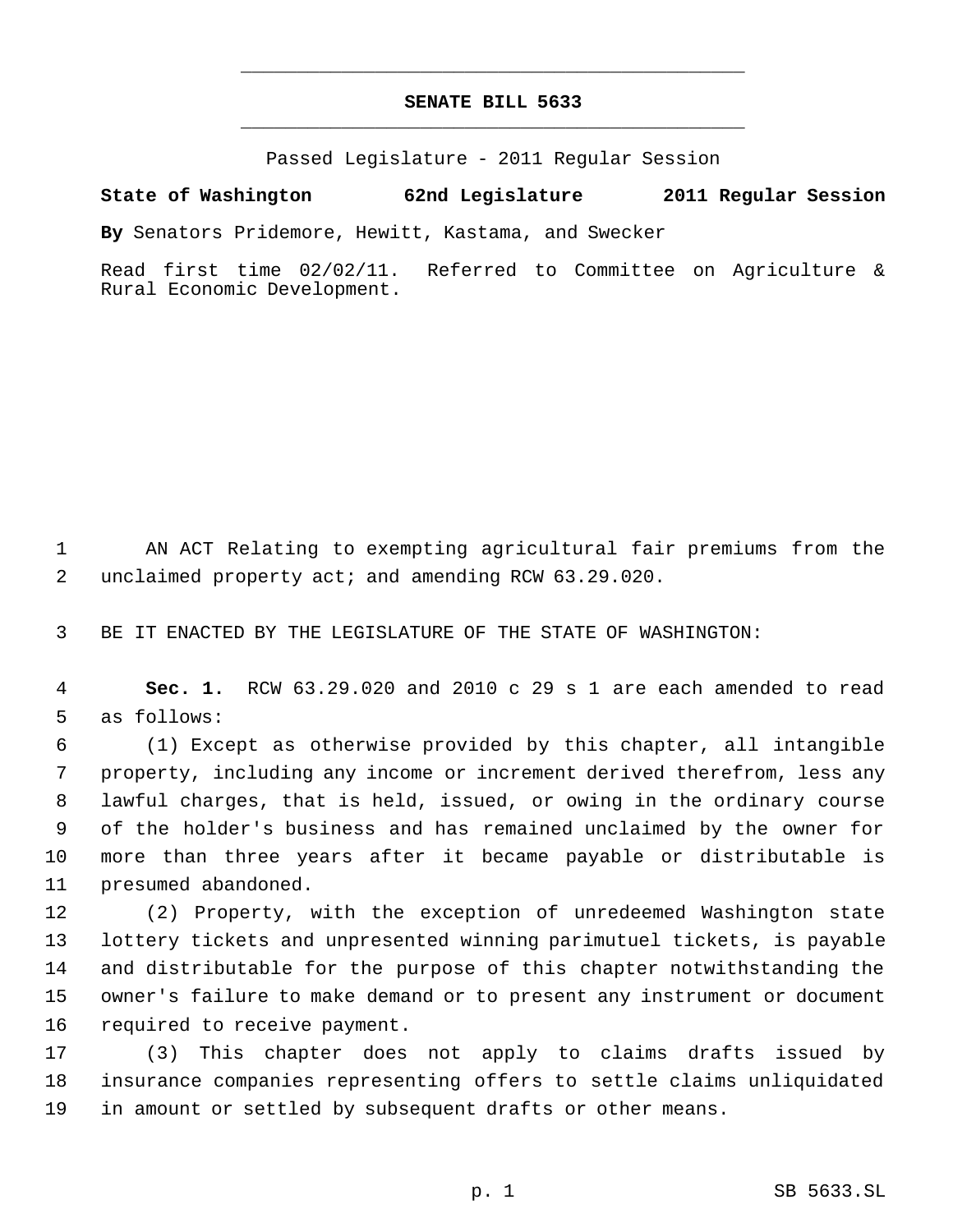**SENATE BILL 5633**

Passed Legislature - 2011 Regular Session

**State of Washington 62nd Legislature 2011 Regular Session**

**By** Senators Pridemore, Hewitt, Kastama, and Swecker

Read first time 02/02/11. Referred to Committee on Agriculture & Rural Economic Development.

1 AN ACT Relating to exempting agricultural fair premiums from the
2 unclaimed property act; and amending RCW 63.29.020.

3 BE IT ENACTED BY THE LEGISLATURE OF THE STATE OF WASHINGTON:

4 **Sec. 1.** RCW 63.29.020 and 2010 c 29 s 1 are each amended to read
5 as follows:

6 (1) Except as otherwise provided by this chapter, all intangible
7 property, including any income or increment derived therefrom, less any
8 lawful charges, that is held, issued, or owing in the ordinary course
9 of the holder's business and has remained unclaimed by the owner for
10 more than three years after it became payable or distributable is
11 presumed abandoned.

12 (2) Property, with the exception of unredeemed Washington state
13 lottery tickets and unpresented winning parimutuel tickets, is payable
14 and distributable for the purpose of this chapter notwithstanding the
15 owner's failure to make demand or to present any instrument or document
16 required to receive payment.

17 (3) This chapter does not apply to claims drafts issued by
18 insurance companies representing offers to settle claims unliquidated
19 in amount or settled by subsequent drafts or other means.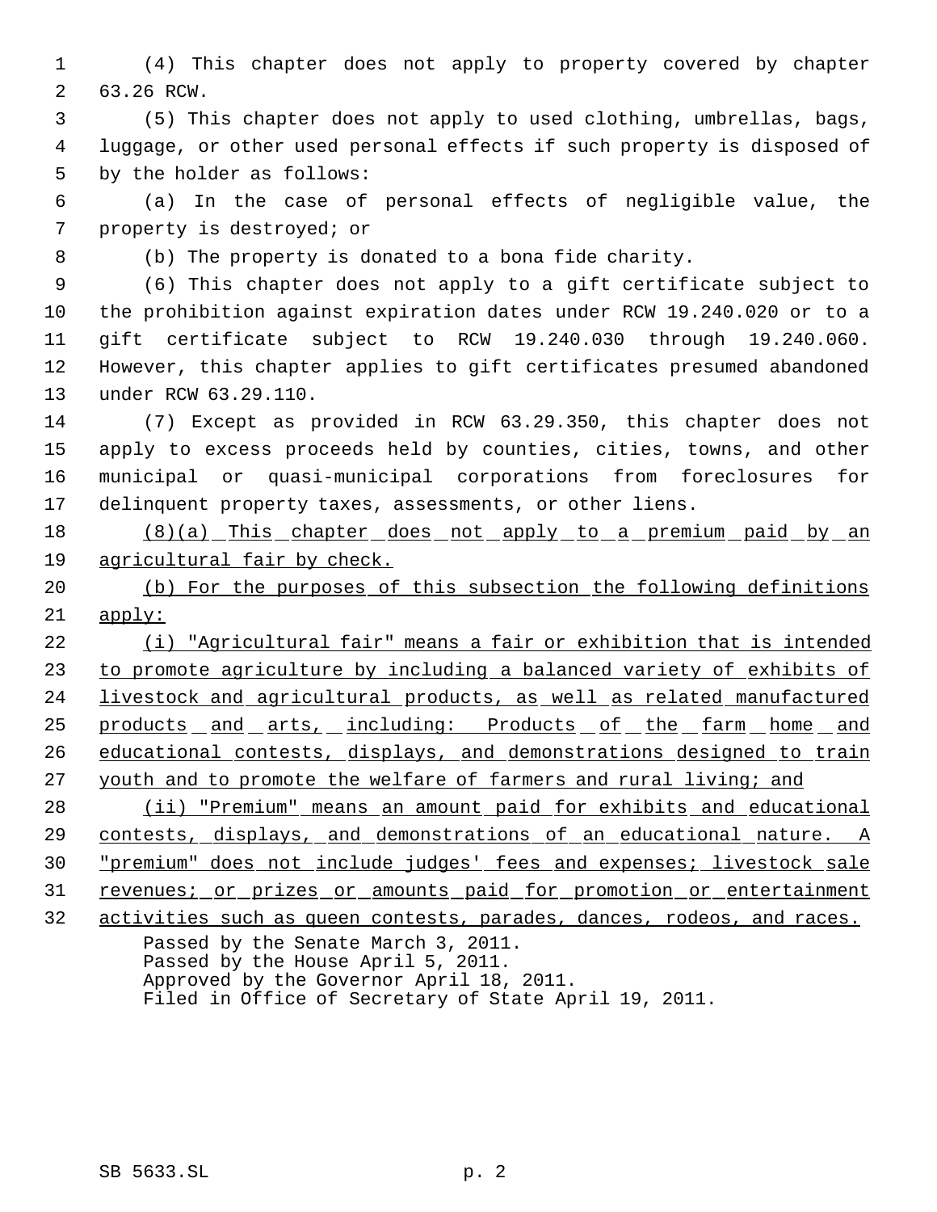(4) This chapter does not apply to property covered by chapter 63.26 RCW.

(5) This chapter does not apply to used clothing, umbrellas, bags, luggage, or other used personal effects if such property is disposed of by the holder as follows:

(a) In the case of personal effects of negligible value, the property is destroyed; or

(b) The property is donated to a bona fide charity.

(6) This chapter does not apply to a gift certificate subject to the prohibition against expiration dates under RCW 19.240.020 or to a gift certificate subject to RCW 19.240.030 through 19.240.060. However, this chapter applies to gift certificates presumed abandoned under RCW 63.29.110.

(7) Except as provided in RCW 63.29.350, this chapter does not apply to excess proceeds held by counties, cities, towns, and other municipal or quasi-municipal corporations from foreclosures for delinquent property taxes, assessments, or other liens.

<u>(8)(a) This chapter does not apply to a premium paid by an agricultural fair by check.</u>

<u>(b) For the purposes of this subsection the following definitions apply:</u>

<u>(i) "Agricultural fair" means a fair or exhibition that is intended to promote agriculture by including a balanced variety of exhibits of livestock and agricultural products, as well as related manufactured products and arts, including: Products of the farm home and educational contests, displays, and demonstrations designed to train youth and to promote the welfare of farmers and rural living; and</u>

<u>(ii) "Premium" means an amount paid for exhibits and educational contests, displays, and demonstrations of an educational nature. A "premium" does not include judges' fees and expenses; livestock sale revenues; or prizes or amounts paid for promotion or entertainment activities such as queen contests, parades, dances, rodeos, and races.</u>

Passed by the Senate March 3, 2011.
Passed by the House April 5, 2011.
Approved by the Governor April 18, 2011.
Filed in Office of Secretary of State April 19, 2011.